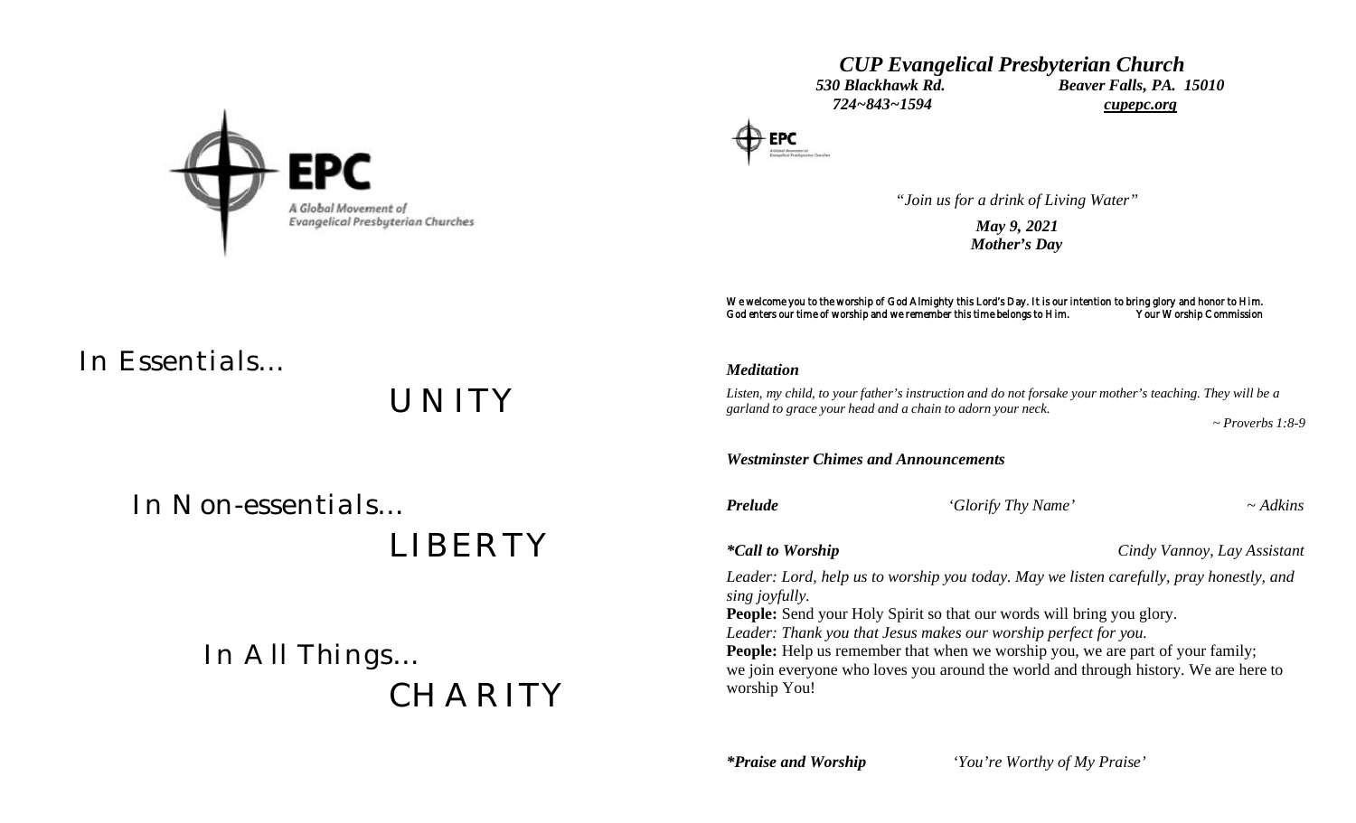EPC

A Global Movement of Evangelical Presbyterian Churches

In Essentials…

UNITY

In Non-essentials…

LIBERTY

In All Things…

CHARITY

# *CUP Evangelical Presbyterian Church*

***530 Blackhawk Rd. Beaver Falls, PA. 15010***

***724~843~1594 cupepc.org***

*"Join us for a drink of Living Water"*

***May 9, 2021***
***Mother's Day***

We welcome you to the worship of God Almighty this Lord's Day. It is our intention to bring glory and honor to Him. God enters our time of worship and we remember this time belongs to Him. Your Worship Commission

***Meditation***

*Listen, my child, to your father's instruction and do not forsake your mother's teaching. They will be a garland to grace your head and a chain to adorn your neck.*

*~ Proverbs 1:8-9*

***Westminster Chimes and Announcements***

***Prelude*** *'Glorify Thy Name'* *~ Adkins*

***\*Call to Worship*** *Cindy Vannoy, Lay Assistant*

*Leader: Lord, help us to worship you today. May we listen carefully, pray honestly, and sing joyfully.*

**People:** Send your Holy Spirit so that our words will bring you glory.

*Leader: Thank you that Jesus makes our worship perfect for you.*

**People:** Help us remember that when we worship you, we are part of your family; we join everyone who loves you around the world and through history. We are here to worship You!

***\*Praise and Worship*** *'You're Worthy of My Praise'*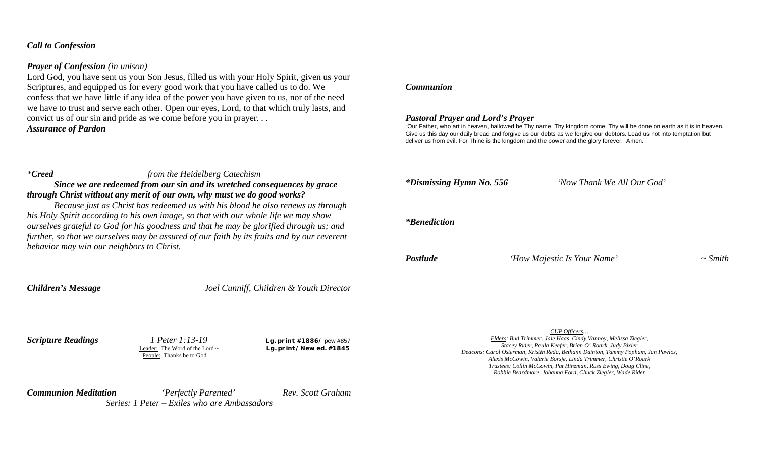***Call to Confession***

***Prayer of Confession*** *(in unison)*

Lord God, you have sent us your Son Jesus, filled us with your Holy Spirit, given us your Scriptures, and equipped us for every good work that you have called us to do. We confess that we have little if any idea of the power you have given to us, nor of the need we have to trust and serve each other. Open our eyes, Lord, to that which truly lasts, and convict us of our sin and pride as we come before you in prayer. . .

***Assurance of Pardon***

***\*Creed*** *from the Heidelberg Catechism*

***Since we are redeemed from our sin and its wretched consequences by grace through Christ without any merit of our own, why must we do good works?***

*Because just as Christ has redeemed us with his blood he also renews us through his Holy Spirit according to his own image, so that with our whole life we may show ourselves grateful to God for his goodness and that he may be glorified through us; and further, so that we ourselves may be assured of our faith by its fruits and by our reverent behavior may win our neighbors to Christ.*

***Children's Message*** *Joel Cunniff, Children & Youth Director*

***Scripture Readings*** *1 Peter 1:13-19* **Lg. print #1886/** pew #857

Leader: The Word of the Lord ~ **Lg. print/New ed. #1845**

People: Thanks be to God

***Communion Meditation*** *'Perfectly Parented'* *Rev. Scott Graham*

*Series: 1 Peter – Exiles who are Ambassadors*

***Communion***

***Pastoral Prayer and Lord's Prayer***

"Our Father, who art in heaven, hallowed be Thy name. Thy kingdom come, Thy will be done on earth as it is in heaven. Give us this day our daily bread and forgive us our debts as we forgive our debtors. Lead us not into temptation but deliver us from evil. For Thine is the kingdom and the power and the glory forever. Amen."

***\*Dismissing Hymn No. 556*** *'Now Thank We All Our God'*

***\*Benediction***

***Postlude*** *'How Majestic Is Your Name'* *~ Smith*

*CUP Officers…*

*Elders: Bud Trimmer, Jale Haas, Cindy Vannoy, Melissa Ziegler, Stacey Rider, Paula Keefer, Brian O' Roark, Judy Bixler*

*Deacons: Carol Osterman, Kristin Reda, Bethann Dainton, Tammy Popham, Jan Pawlos, Alexis McCowin, Valerie Borsje, Linda Trimmer, Christie O'Roark*

*Trustees: Collin McCowin, Pat Hinzman, Russ Ewing, Doug Cline, Robbie Beardmore, Johanna Ford, Chuck Ziegler, Wade Rider*